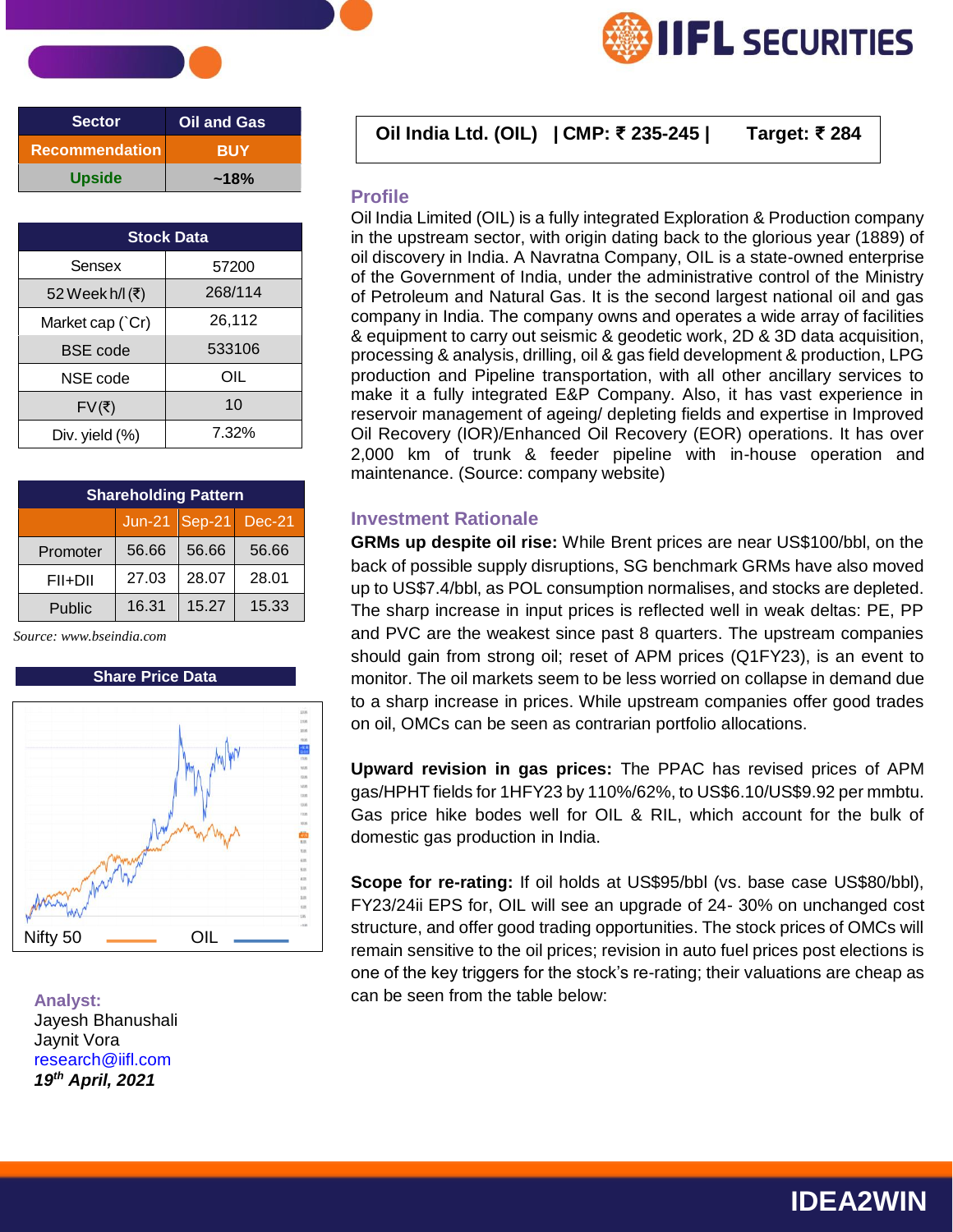# Oil India Ltd. (OIL) | CMP: ₹ 235-245 | Target: ₹ 284

| Sector | Oil and Gas |
|---|---|
| Recommendation | BUY |
| Upside | ~18% |

| Stock Data | |
|---|---|
| Sensex | 57200 |
| 52 Week h/l (₹) | 268/114 |
| Market cap (`Cr) | 26,112 |
| BSE code | 533106 |
| NSE code | OIL |
| FV(₹) | 10 |
| Div. yield (%) | 7.32% |

| Shareholding Pattern | | | |
|---|---|---|---|
| | Jun-21 | Sep-21 | Dec-21 |
| Promoter | 56.66 | 56.66 | 56.66 |
| FII+DII | 27.03 | 28.07 | 28.01 |
| Public | 16.31 | 15.27 | 15.33 |

*Source: www.bseindia.com*

**Share Price Data**

Nifty 50 — OIL

## Profile

Oil India Limited (OIL) is a fully integrated Exploration & Production company in the upstream sector, with origin dating back to the glorious year (1889) of oil discovery in India. A Navratna Company, OIL is a state-owned enterprise of the Government of India, under the administrative control of the Ministry of Petroleum and Natural Gas. It is the second largest national oil and gas company in India. The company owns and operates a wide array of facilities & equipment to carry out seismic & geodetic work, 2D & 3D data acquisition, processing & analysis, drilling, oil & gas field development & production, LPG production and Pipeline transportation, with other ancillary services to make it a fully integrated E&P Company. Also, it has vast experience in reservoir management of ageing/ depleting fields and expertise in Improved Oil Recovery (IOR)/Enhanced Oil Recovery (EOR) operations. It has over 2,000 km of trunk & feeder pipeline with in-house operation and maintenance. (Source: company website)

## Investment Rationale

**GRMs up despite oil rise:** While Brent prices are near US$100/bbl, on the back of possible supply disruptions, SG benchmark GRMs have also moved up to US$7.4/bbl, as POL consumption normalises, and stocks are depleted. The sharp increase in input prices is reflected well in weak deltas: PE, PP and PVC are the weakest since past 8 quarters. The upstream companies should gain from strong oil; reset of APM prices (Q1FY23), is an event to monitor. The oil markets seem to be less worried on collapse in demand due to a sharp increase in prices. While upstream companies offer good trades on oil, OMCs can be seen as contrarian portfolio allocations.

**Upward revision in gas prices:** The PPAC has revised prices of APM gas/HPHT fields for 1HFY23 by 110%/62%, to US$6.10/US$9.92 per mmbtu. Gas price hike bodes well for OIL & RIL, which account for the bulk of domestic gas production in India.

**Scope for re-rating:** If oil holds at US$95/bbl (vs. base case US$80/bbl), FY23/24ii EPS for, OIL will see an upgrade of 24- 30% on unchanged cost structure, and offer good trading opportunities. The stock prices of OMCs will remain sensitive to the oil prices; revision in auto fuel prices post elections is one of the key triggers for the stock's re-rating; their valuations are cheap as can be seen from the table below:

**Analyst:**
Jayesh Bhanushali
Jaynit Vora
research@iifl.com
***19th April, 2021***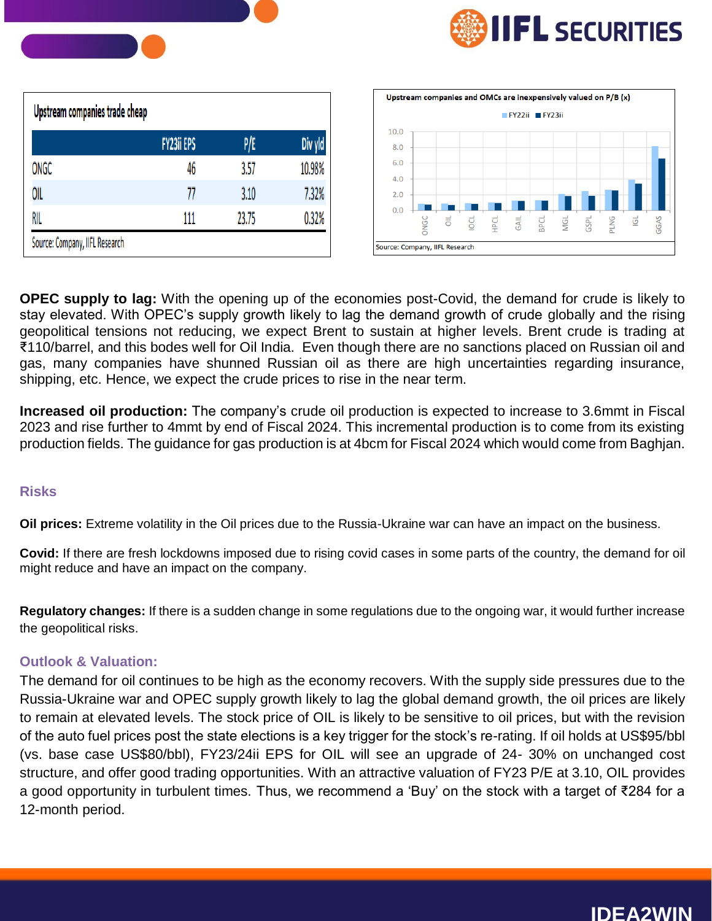**Upstream companies trade cheap**

| | FY23ii EPS | P/E | Div yld |
|---|---|---|---|
| ONGC | 46 | 3.57 | 10.98% |
| OIL | 77 | 3.10 | 7.32% |
| RIL | 111 | 23.75 | 0.32% |

Source: Company, IIFL Research

**Upstream companies and OMCs are inexpensively valued on P/B (x)**

FY22ii / FY23ii

ONGC, OIL, IOCL, HPCL, GAIL, BPCL, MGL, GSPL, PLNG, IGL, GGAS

Source: Company, IIFL Research

**OPEC supply to lag:** With the opening up of the economies post-Covid, the demand for crude is likely to stay elevated. With OPEC's supply growth likely to lag the demand growth of crude globally and the rising geopolitical tensions not reducing, we expect Brent to sustain at higher levels. Brent crude is trading at ₹110/barrel, and this bodes well for Oil India. Even though there are no sanctions placed on Russian oil and gas, many companies have shunned Russian oil as there are high uncertainties regarding insurance, shipping, etc. Hence, we expect the crude prices to rise in the near term.

**Increased oil production:** The company's crude oil production is expected to increase to 3.6mmt in Fiscal 2023 and rise further to 4mmt by end of Fiscal 2024. This incremental production is to come from its existing production fields. The guidance for gas production is at 4bcm for Fiscal 2024 which would come from Baghjan.

## Risks

**Oil prices:** Extreme volatility in the Oil prices due to the Russia-Ukraine war can have an impact on the business.

**Covid:** If there are fresh lockdowns imposed due to rising covid cases in some parts of the country, the demand for oil might reduce and have an impact on the company.

**Regulatory changes:** If there is a sudden change in some regulations due to the ongoing war, it would further increase the geopolitical risks.

## Outlook & Valuation:

The demand for oil continues to be high as the economy recovers. With the supply side pressures due to the Russia-Ukraine war and OPEC supply growth likely to lag the global demand growth, the oil prices are likely to remain at elevated levels. The stock price of OIL is likely to be sensitive to oil prices, but with the revision of the auto fuel prices post the state elections is a key trigger for the stock's re-rating. If oil holds at US$95/bbl (vs. base case US$80/bbl), FY23/24ii EPS for OIL will see an upgrade of 24- 30% on unchanged cost structure, and offer good trading opportunities. With an attractive valuation of FY23 P/E at 3.10, OIL provides a good opportunity in turbulent times. Thus, we recommend a 'Buy' on the stock with a target of ₹284 for a 12-month period.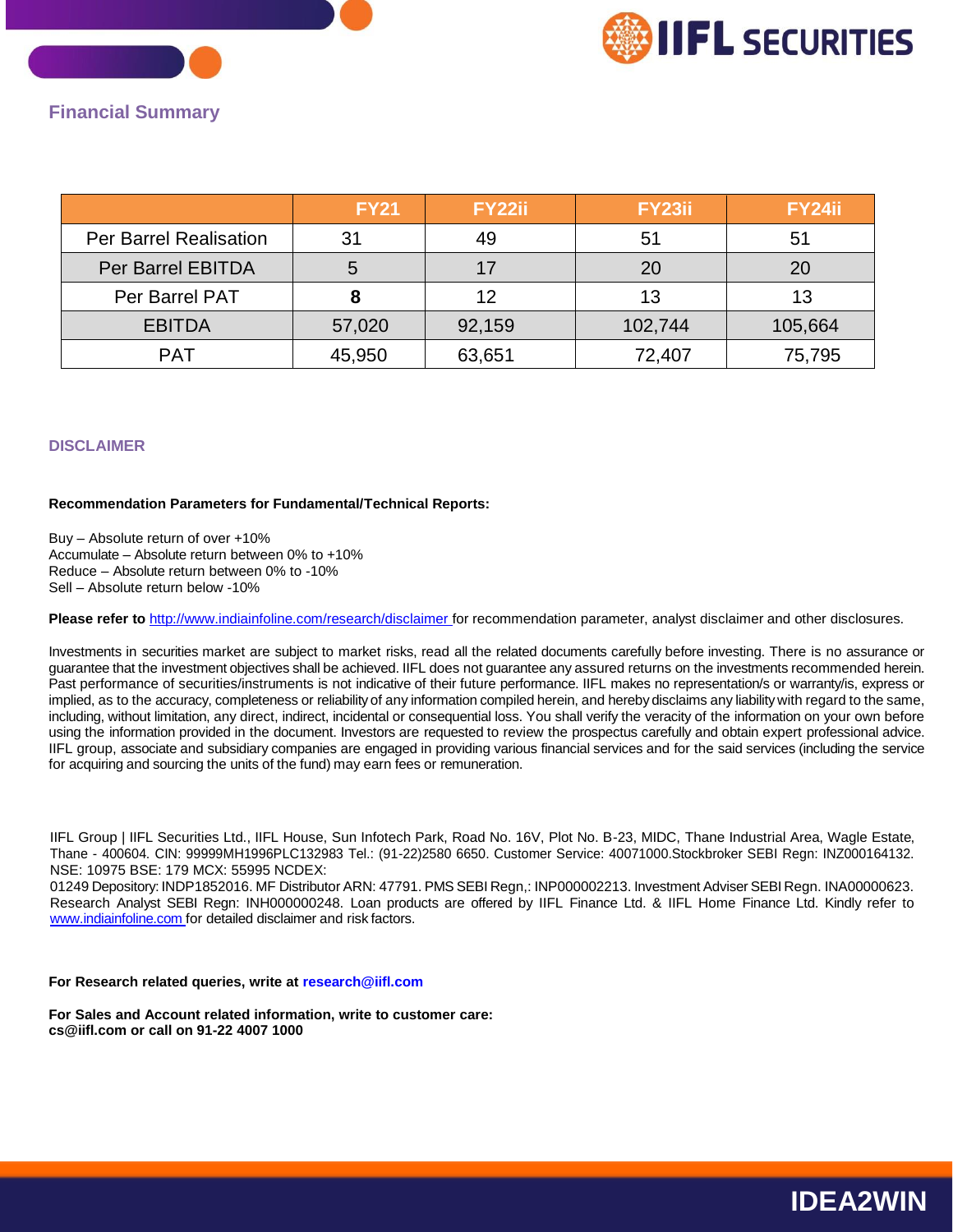## Financial Summary

| | FY21 | FY22ii | FY23ii | FY24ii |
|---|---|---|---|---|
| Per Barrel Realisation | 31 | 49 | 51 | 51 |
| Per Barrel EBITDA | 5 | 17 | 20 | 20 |
| Per Barrel PAT | **8** | 12 | 13 | 13 |
| EBITDA | 57,020 | 92,159 | 102,744 | 105,664 |
| PAT | 45,950 | 63,651 | 72,407 | 75,795 |

### DISCLAIMER

**Recommendation Parameters for Fundamental/Technical Reports:**

Buy – Absolute return of over +10%
Accumulate – Absolute return between 0% to +10%
Reduce – Absolute return between 0% to -10%
Sell – Absolute return below -10%

**Please refer to** http://www.indiainfoline.com/research/disclaimer for recommendation parameter, analyst disclaimer and other disclosures.

Investments in securities market are subject to market risks, read all the related documents carefully before investing. There is no assurance or guarantee that the investment objectives shall be achieved. IIFL does not guarantee any assured returns on the investments recommended herein. Past performance of securities/instruments is not indicative of their future performance. IIFL makes no representation/s or warranty/is, express or implied, as to the accuracy, completeness or reliability of any information compiled herein, and hereby disclaims any liability with regard to the same, including, without limitation, any direct, indirect, incidental or consequential loss. You shall verify the veracity of the information on your own before using the information provided in the document. Investors are requested to review the prospectus carefully and obtain expert professional advice. IIFL group, associate and subsidiary companies are engaged in providing various financial services and for the said services (including the service for acquiring and sourcing the units of the fund) may earn fees or remuneration.

IIFL Group | IIFL Securities Ltd., IIFL House, Sun Infotech Park, Road No. 16V, Plot No. B-23, MIDC, Thane Industrial Area, Wagle Estate, Thane - 400604. CIN: 99999MH1996PLC132983 Tel.: (91-22)2580 6650. Customer Service: 40071000.Stockbroker SEBI Regn: INZ000164132. NSE: 10975 BSE: 179 MCX: 55995 NCDEX:
01249 Depository: INDP1852016. MF Distributor ARN: 47791. PMS SEBI Regn,: INP000002213. Investment Adviser SEBI Regn. INA00000623. Research Analyst SEBI Regn: INH000000248. Loan products are offered by IIFL Finance Ltd. & IIFL Home Finance Ltd. Kindly refer to www.indiainfoline.com for detailed disclaimer and risk factors.

**For Research related queries, write at research@iifl.com**

**For Sales and Account related information, write to customer care:**
**cs@iifl.com or call on 91-22 4007 1000**

IDEA2WIN